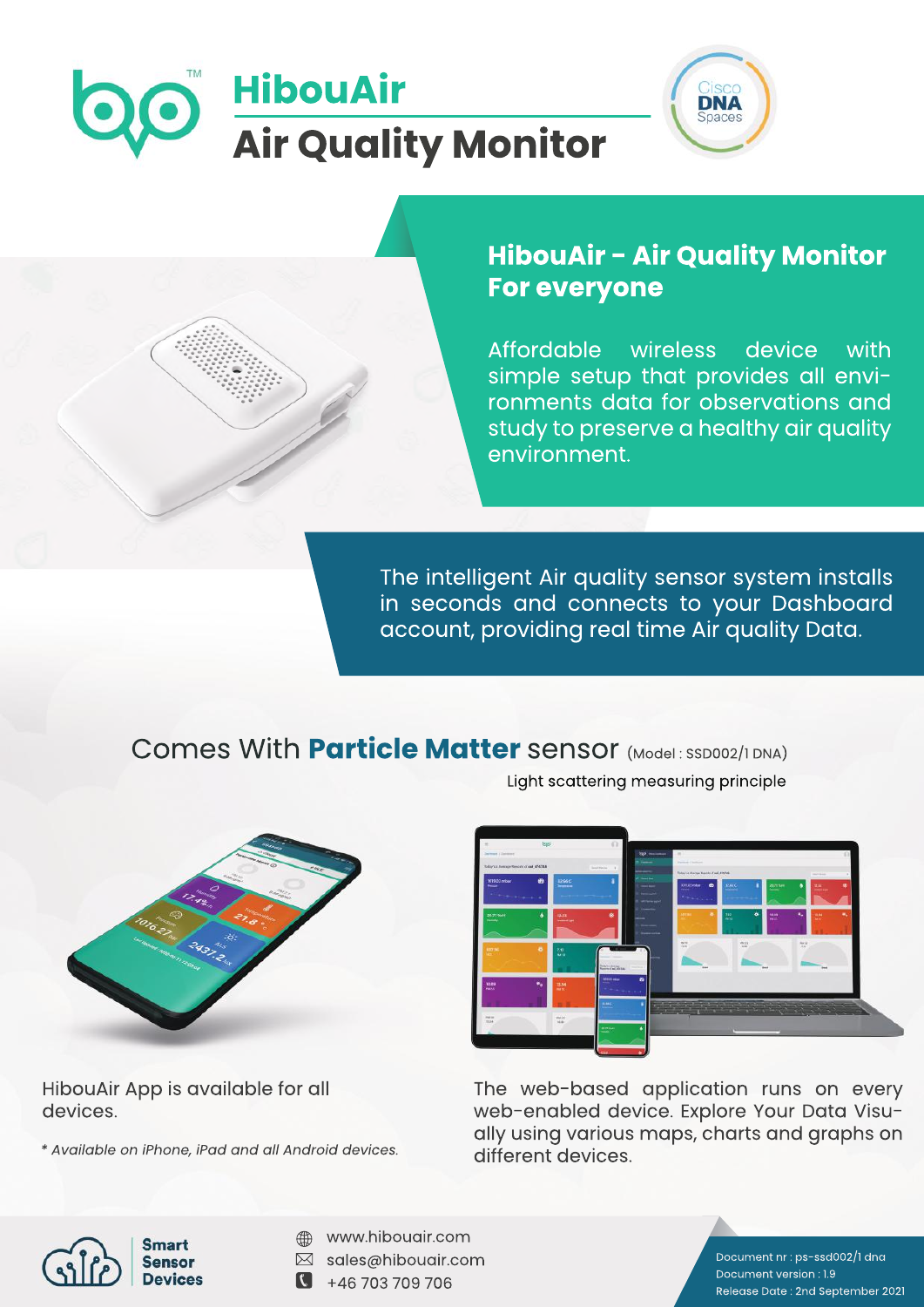# HibouAir

## Air Quality Monitor

## HibouAir - Air Quality Monitor For everyone

Affordable wireless device with simple setup that provides all environments data for observations and study to preserve a healthy air quality environment.

The intelligent Air quality sensor system installs in seconds and connects to your Dashboard account, providing real time Air quality Data.

## Comes With **Particle Matter** sensor (Model : SSD002/1 DNA)

Light scattering measuring principle

HibouAir App is available for all devices.

*\* Available on iPhone, iPad and all Android devices.*

The web-based application runs on every web-enabled device. Explore Your Data Visually using various maps, charts and graphs on different devices.

**Smart Sensor Devices**

www.hibouair.com
sales@hibouair.com
+46 703 709 706

Document nr : ps-ssd002/1 dna
Document version : 1.9
Release Date : 2nd September 2021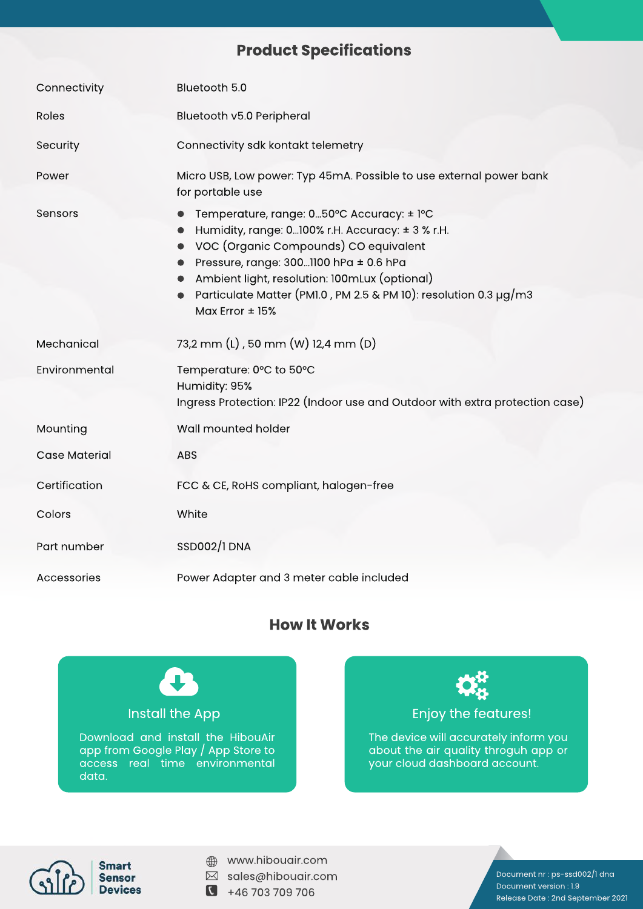## Product Specifications

| | |
|---|---|
| Connectivity | Bluetooth 5.0 |
| Roles | Bluetooth v5.0 Peripheral |
| Security | Connectivity sdk kontakt telemetry |
| Power | Micro USB, Low power: Typ 45mA. Possible to use external power bank for portable use |
| Sensors | • Temperature, range: 0...50°C Accuracy: ± 1°C<br>• Humidity, range: 0...100% r.H. Accuracy: ± 3 % r.H.<br>• VOC (Organic Compounds) CO equivalent<br>• Pressure, range: 300...1100 hPa ± 0.6 hPa<br>• Ambient light, resolution: 100mLux (optional)<br>• Particulate Matter (PM1.0 , PM 2.5 & PM 10): resolution 0.3 µg/m3 Max Error ± 15% |
| Mechanical | 73,2 mm (L) , 50 mm (W) 12,4 mm (D) |
| Environmental | Temperature: 0°C to 50°C<br>Humidity: 95%<br>Ingress Protection: IP22 (Indoor use and Outdoor with extra protection case) |
| Mounting | Wall mounted holder |
| Case Material | ABS |
| Certification | FCC & CE, RoHS compliant, halogen-free |
| Colors | White |
| Part number | SSD002/1 DNA |
| Accessories | Power Adapter and 3 meter cable included |

## How It Works

### Install the App

Download and install the HibouAir app from Google Play / App Store to access real time environmental data.

### Enjoy the features!

The device will accurately inform you about the air quality throguh app or your cloud dashboard account.

Smart Sensor Devices

www.hibouair.com
sales@hibouair.com
+46 703 709 706

Document nr : ps-ssd002/1 dna
Document version : 1.9
Release Date : 2nd September 2021